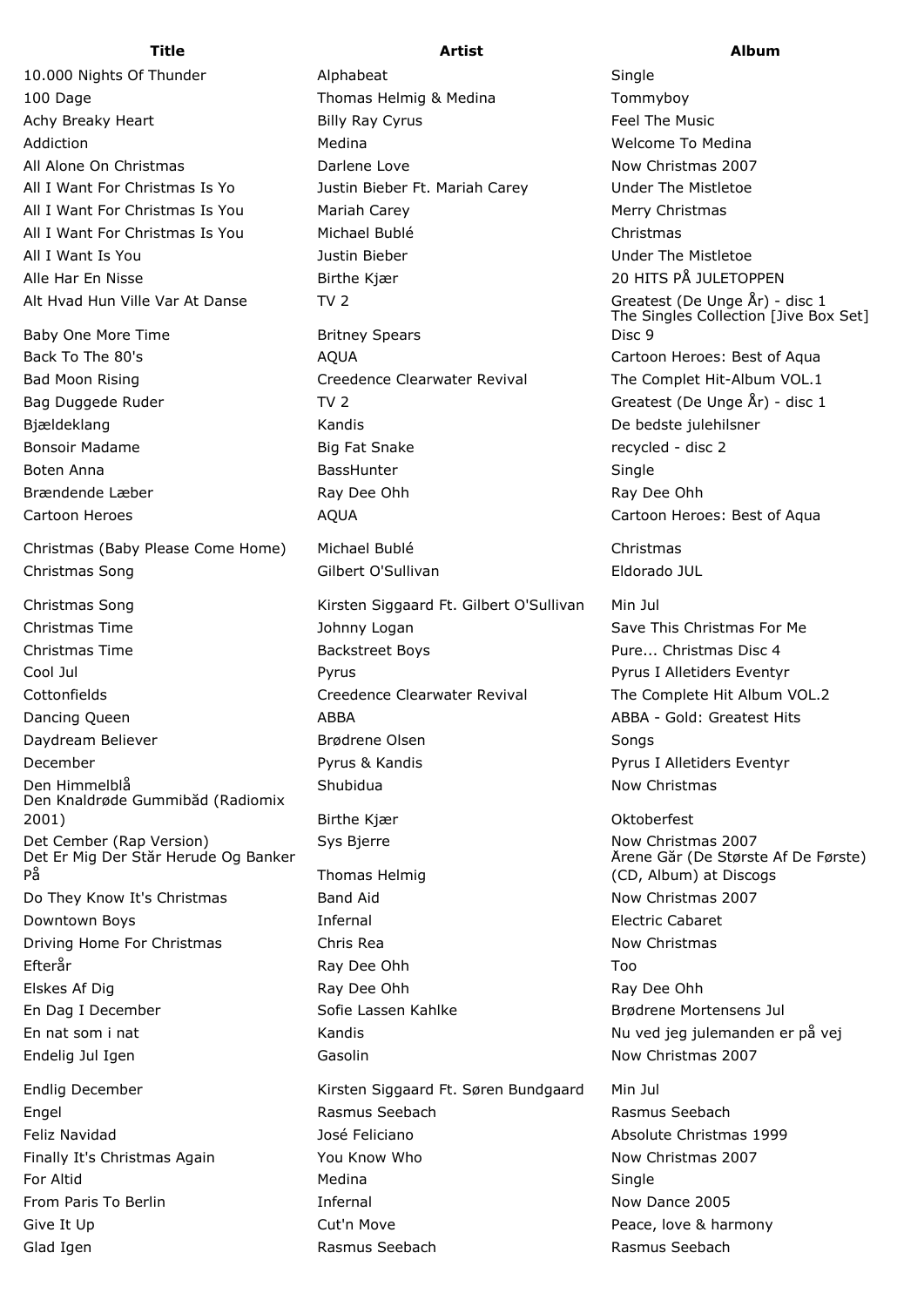| Title | Artist | Album |
|---|---|---|
| 10.000 Nights Of Thunder | Alphabeat | Single |
| 100 Dage | Thomas Helmig & Medina | Tommyboy |
| Achy Breaky Heart | Billy Ray Cyrus | Feel The Music |
| Addiction | Medina | Welcome To Medina |
| All Alone On Christmas | Darlene Love | Now Christmas 2007 |
| All I Want For Christmas Is Yo | Justin Bieber Ft. Mariah Carey | Under The Mistletoe |
| All I Want For Christmas Is You | Mariah Carey | Merry Christmas |
| All I Want For Christmas Is You | Michael Bublé | Christmas |
| All I Want Is You | Justin Bieber | Under The Mistletoe |
| Alle Har En Nisse | Birthe Kjær | 20 HITS PÅ JULETOPPEN |
| Alt Hvad Hun Ville Var At Danse | TV 2 | Greatest (De Unge År) - disc 1 |
| Baby One More Time | Britney Spears | The Singles Collection [Jive Box Set] Disc 9 |
| Back To The 80's | AQUA | Cartoon Heroes: Best of Aqua |
| Bad Moon Rising | Creedence Clearwater Revival | The Complet Hit-Album VOL.1 |
| Bag Duggede Ruder | TV 2 | Greatest (De Unge År) - disc 1 |
| Bjældeklang | Kandis | De bedste julehilsner |
| Bonsoir Madame | Big Fat Snake | recycled - disc 2 |
| Boten Anna | BassHunter | Single |
| Brændende Læber | Ray Dee Ohh | Ray Dee Ohh |
| Cartoon Heroes | AQUA | Cartoon Heroes: Best of Aqua |
| Christmas (Baby Please Come Home) | Michael Bublé | Christmas |
| Christmas Song | Gilbert O'Sullivan | Eldorado JUL |
| Christmas Song | Kirsten Siggaard Ft. Gilbert O'Sullivan | Min Jul |
| Christmas Time | Johnny Logan | Save This Christmas For Me |
| Christmas Time | Backstreet Boys | Pure... Christmas Disc 4 |
| Cool Jul | Pyrus | Pyrus I Alletiders Eventyr |
| Cottonfields | Creedence Clearwater Revival | The Complete Hit Album VOL.2 |
| Dancing Queen | ABBA | ABBA - Gold: Greatest Hits |
| Daydream Believer | Brødrene Olsen | Songs |
| December | Pyrus & Kandis | Pyrus I Alletiders Eventyr |
| Den Himmelblå | Shubidua | Now Christmas |
| Den Knaldrøde Gummibåd (Radiomix 2001) | Birthe Kjær | Oktoberfest |
| Det Cember (Rap Version) | Sys Bjerre | Now Christmas 2007 |
| Det Er Mig Der Står Herude Og Banker På | Thomas Helmig | Årene Går (De Største Af De Første) (CD, Album) at Discogs |
| Do They Know It's Christmas | Band Aid | Now Christmas 2007 |
| Downtown Boys | Infernal | Electric Cabaret |
| Driving Home For Christmas | Chris Rea | Now Christmas |
| Efterår | Ray Dee Ohh | Too |
| Elskes Af Dig | Ray Dee Ohh | Ray Dee Ohh |
| En Dag I December | Sofie Lassen Kahlke | Brødrene Mortensens Jul |
| En nat som i nat | Kandis | Nu ved jeg julemanden er på vej |
| Endelig Jul Igen | Gasolin | Now Christmas 2007 |
| Endlig December | Kirsten Siggaard Ft. Søren Bundgaard | Min Jul |
| Engel | Rasmus Seebach | Rasmus Seebach |
| Feliz Navidad | José Feliciano | Absolute Christmas 1999 |
| Finally It's Christmas Again | You Know Who | Now Christmas 2007 |
| For Altid | Medina | Single |
| From Paris To Berlin | Infernal | Now Dance 2005 |
| Give It Up | Cut'n Move | Peace, love & harmony |
| Glad Igen | Rasmus Seebach | Rasmus Seebach |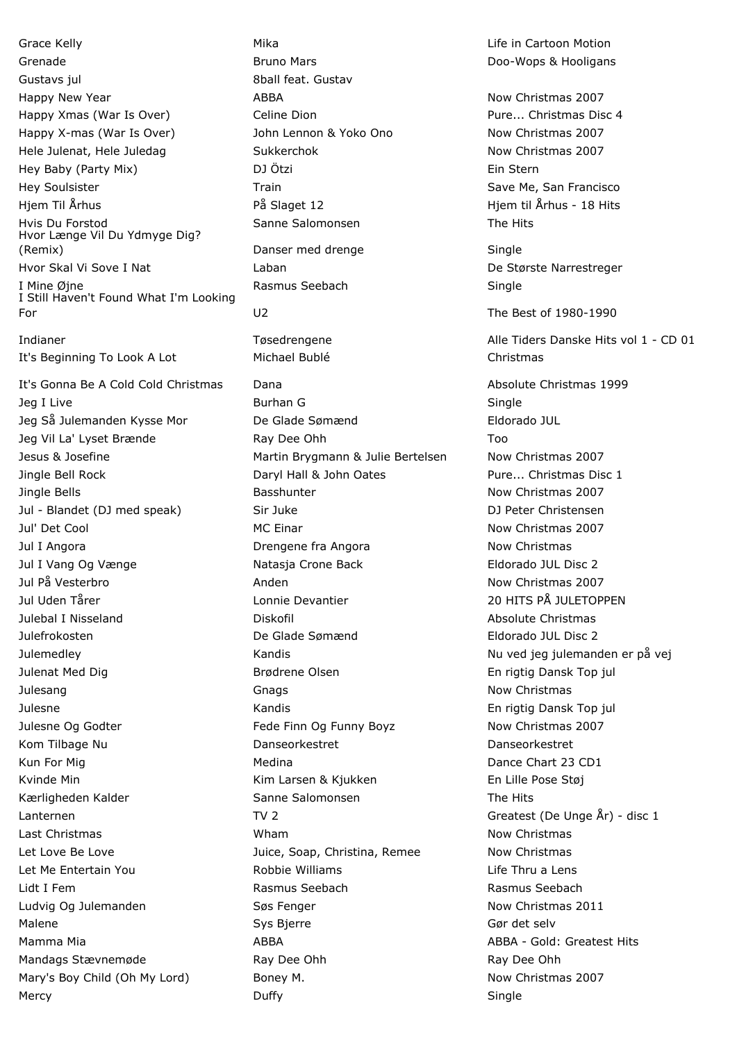| | | |
|---|---|---|
| Grace Kelly | Mika | Life in Cartoon Motion |
| Grenade | Bruno Mars | Doo-Wops & Hooligans |
| Gustavs jul | 8ball feat. Gustav | |
| Happy New Year | ABBA | Now Christmas 2007 |
| Happy Xmas (War Is Over) | Celine Dion | Pure... Christmas Disc 4 |
| Happy X-mas (War Is Over) | John Lennon & Yoko Ono | Now Christmas 2007 |
| Hele Julenat, Hele Juledag | Sukkerchok | Now Christmas 2007 |
| Hey Baby (Party Mix) | DJ Ötzi | Ein Stern |
| Hey Soulsister | Train | Save Me, San Francisco |
| Hjem Til Århus | På Slaget 12 | Hjem til Århus - 18 Hits |
| Hvis Du Forstod | Sanne Salomonsen | The Hits |
| Hvor Længe Vil Du Ydmyge Dig? (Remix) | Danser med drenge | Single |
| Hvor Skal Vi Sove I Nat | Laban | De Største Narrestreger |
| I Mine Øjne | Rasmus Seebach | Single |
| I Still Haven't Found What I'm Looking For | U2 | The Best of 1980-1990 |
| Indianer | Tøsedrengene | Alle Tiders Danske Hits vol 1 - CD 01 |
| It's Beginning To Look A Lot | Michael Bublé | Christmas |
| It's Gonna Be A Cold Cold Christmas | Dana | Absolute Christmas 1999 |
| Jeg I Live | Burhan G | Single |
| Jeg Så Julemanden Kysse Mor | De Glade Sømænd | Eldorado JUL |
| Jeg Vil La' Lyset Brænde | Ray Dee Ohh | Too |
| Jesus & Josefine | Martin Brygmann & Julie Bertelsen | Now Christmas 2007 |
| Jingle Bell Rock | Daryl Hall & John Oates | Pure... Christmas Disc 1 |
| Jingle Bells | Basshunter | Now Christmas 2007 |
| Jul - Blandet (DJ med speak) | Sir Juke | DJ Peter Christensen |
| Jul' Det Cool | MC Einar | Now Christmas 2007 |
| Jul I Angora | Drengene fra Angora | Now Christmas |
| Jul I Vang Og Vænge | Natasja Crone Back | Eldorado JUL Disc 2 |
| Jul På Vesterbro | Anden | Now Christmas 2007 |
| Jul Uden Tårer | Lonnie Devantier | 20 HITS PÅ JULETOPPEN |
| Julebal I Nisseland | Diskofil | Absolute Christmas |
| Julefrokosten | De Glade Sømænd | Eldorado JUL Disc 2 |
| Julemedley | Kandis | Nu ved jeg julemanden er på vej |
| Julenat Med Dig | Brødrene Olsen | En rigtig Dansk Top jul |
| Julesang | Gnags | Now Christmas |
| Julesne | Kandis | En rigtig Dansk Top jul |
| Julesne Og Godter | Fede Finn Og Funny Boyz | Now Christmas 2007 |
| Kom Tilbage Nu | Danseorkestret | Danseorkestret |
| Kun For Mig | Medina | Dance Chart 23 CD1 |
| Kvinde Min | Kim Larsen & Kjukken | En Lille Pose Støj |
| Kærligheden Kalder | Sanne Salomonsen | The Hits |
| Lanternen | TV 2 | Greatest (De Unge År) - disc 1 |
| Last Christmas | Wham | Now Christmas |
| Let Love Be Love | Juice, Soap, Christina, Remee | Now Christmas |
| Let Me Entertain You | Robbie Williams | Life Thru a Lens |
| Lidt I Fem | Rasmus Seebach | Rasmus Seebach |
| Ludvig Og Julemanden | Søs Fenger | Now Christmas 2011 |
| Malene | Sys Bjerre | Gør det selv |
| Mamma Mia | ABBA | ABBA - Gold: Greatest Hits |
| Mandags Stævnemøde | Ray Dee Ohh | Ray Dee Ohh |
| Mary's Boy Child (Oh My Lord) | Boney M. | Now Christmas 2007 |
| Mercy | Duffy | Single |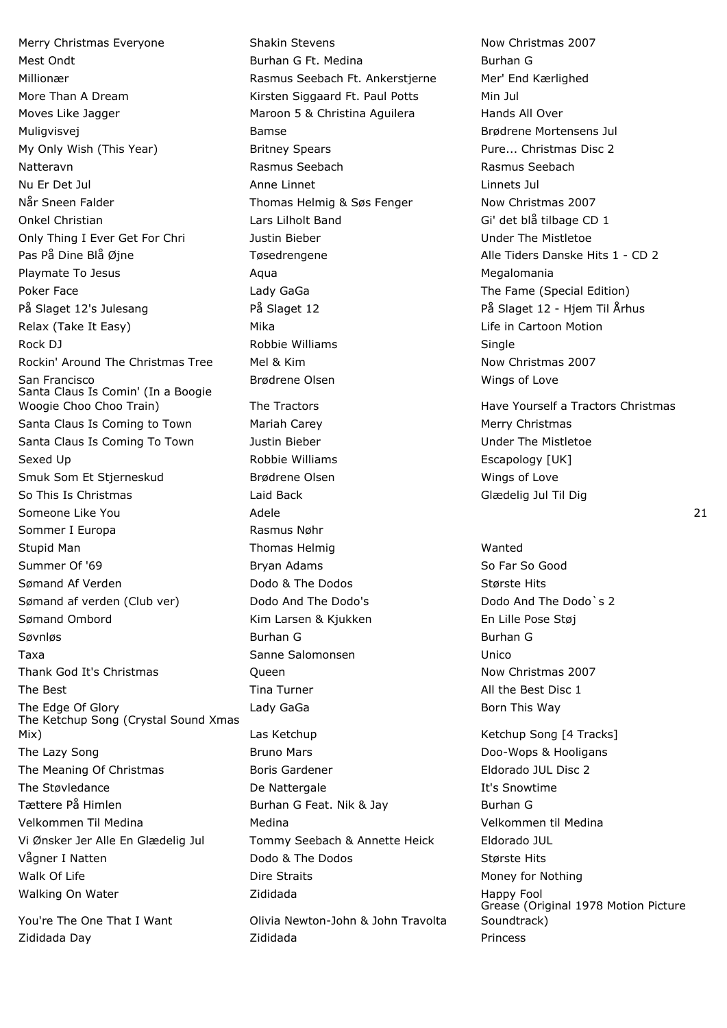| | | |
|---|---|---|
| Merry Christmas Everyone | Shakin Stevens | Now Christmas 2007 |
| Mest Ondt | Burhan G Ft. Medina | Burhan G |
| Millionær | Rasmus Seebach Ft. Ankerstjerne | Mer' End Kærlighed |
| More Than A Dream | Kirsten Siggaard Ft. Paul Potts | Min Jul |
| Moves Like Jagger | Maroon 5 & Christina Aguilera | Hands All Over |
| Muligvisvej | Bamse | Brødrene Mortensens Jul |
| My Only Wish (This Year) | Britney Spears | Pure... Christmas Disc 2 |
| Natteravn | Rasmus Seebach | Rasmus Seebach |
| Nu Er Det Jul | Anne Linnet | Linnets Jul |
| Når Sneen Falder | Thomas Helmig & Søs Fenger | Now Christmas 2007 |
| Onkel Christian | Lars Lilholt Band | Gi' det blå tilbage CD 1 |
| Only Thing I Ever Get For Chri | Justin Bieber | Under The Mistletoe |
| Pas På Dine Blå Øjne | Tøsedrengene | Alle Tiders Danske Hits 1 - CD 2 |
| Playmate To Jesus | Aqua | Megalomania |
| Poker Face | Lady GaGa | The Fame (Special Edition) |
| På Slaget 12's Julesang | På Slaget 12 | På Slaget 12 - Hjem Til Århus |
| Relax (Take It Easy) | Mika | Life in Cartoon Motion |
| Rock DJ | Robbie Williams | Single |
| Rockin' Around The Christmas Tree | Mel & Kim | Now Christmas 2007 |
| San Francisco | Brødrene Olsen | Wings of Love |
| Santa Claus Is Comin' (In a Boogie Woogie Choo Choo Train) | The Tractors | Have Yourself a Tractors Christmas |
| Santa Claus Is Coming to Town | Mariah Carey | Merry Christmas |
| Santa Claus Is Coming To Town | Justin Bieber | Under The Mistletoe |
| Sexed Up | Robbie Williams | Escapology [UK] |
| Smuk Som Et Stjerneskud | Brødrene Olsen | Wings of Love |
| So This Is Christmas | Laid Back | Glædelig Jul Til Dig |
| Someone Like You | Adele | 21 |
| Sommer I Europa | Rasmus Nøhr | |
| Stupid Man | Thomas Helmig | Wanted |
| Summer Of '69 | Bryan Adams | So Far So Good |
| Sømand Af Verden | Dodo & The Dodos | Største Hits |
| Sømand af verden (Club ver) | Dodo And The Dodo's | Dodo And The Dodo`s 2 |
| Sømand Ombord | Kim Larsen & Kjukken | En Lille Pose Støj |
| Søvnløs | Burhan G | Burhan G |
| Taxa | Sanne Salomonsen | Unico |
| Thank God It's Christmas | Queen | Now Christmas 2007 |
| The Best | Tina Turner | All the Best Disc 1 |
| The Edge Of Glory | Lady GaGa | Born This Way |
| The Ketchup Song (Crystal Sound Xmas Mix) | Las Ketchup | Ketchup Song [4 Tracks] |
| The Lazy Song | Bruno Mars | Doo-Wops & Hooligans |
| The Meaning Of Christmas | Boris Gardener | Eldorado JUL Disc 2 |
| The Støvledance | De Nattergale | It's Snowtime |
| Tættere På Himlen | Burhan G Feat. Nik & Jay | Burhan G |
| Velkommen Til Medina | Medina | Velkommen til Medina |
| Vi Ønsker Jer Alle En Glædelig Jul | Tommy Seebach & Annette Heick | Eldorado JUL |
| Vågner I Natten | Dodo & The Dodos | Største Hits |
| Walk Of Life | Dire Straits | Money for Nothing |
| Walking On Water | Zididada | Happy Fool |
| You're The One That I Want | Olivia Newton-John & John Travolta | Grease (Original 1978 Motion Picture Soundtrack) |
| Zididada Day | Zididada | Princess |